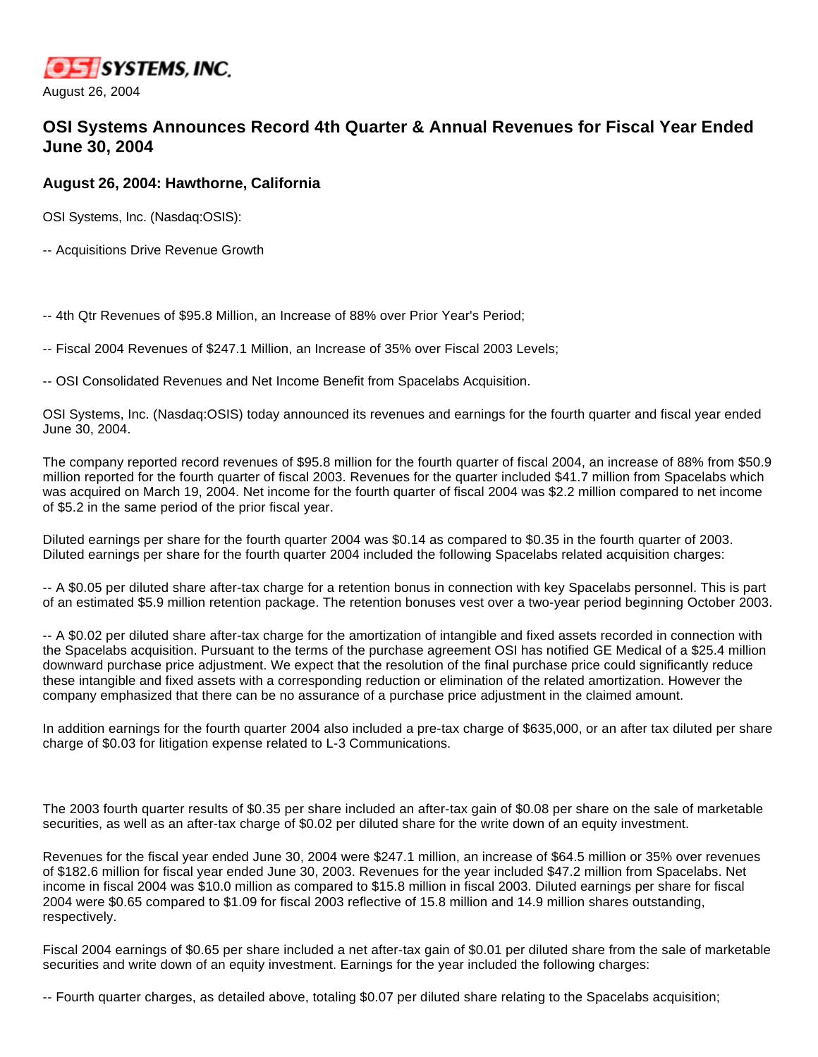OSI SYSTEMS, INC.

August 26, 2004

## OSI Systems Announces Record 4th Quarter & Annual Revenues for Fiscal Year Ended June 30, 2004

### August 26, 2004: Hawthorne, California

OSI Systems, Inc. (Nasdaq:OSIS):

-- Acquisitions Drive Revenue Growth

-- 4th Qtr Revenues of $95.8 Million, an Increase of 88% over Prior Year's Period;

-- Fiscal 2004 Revenues of $247.1 Million, an Increase of 35% over Fiscal 2003 Levels;

-- OSI Consolidated Revenues and Net Income Benefit from Spacelabs Acquisition.

OSI Systems, Inc. (Nasdaq:OSIS) today announced its revenues and earnings for the fourth quarter and fiscal year ended June 30, 2004.

The company reported record revenues of $95.8 million for the fourth quarter of fiscal 2004, an increase of 88% from $50.9 million reported for the fourth quarter of fiscal 2003. Revenues for the quarter included $41.7 million from Spacelabs which was acquired on March 19, 2004. Net income for the fourth quarter of fiscal 2004 was $2.2 million compared to net income of $5.2 in the same period of the prior fiscal year.

Diluted earnings per share for the fourth quarter 2004 was $0.14 as compared to $0.35 in the fourth quarter of 2003. Diluted earnings per share for the fourth quarter 2004 included the following Spacelabs related acquisition charges:

-- A $0.05 per diluted share after-tax charge for a retention bonus in connection with key Spacelabs personnel. This is part of an estimated $5.9 million retention package. The retention bonuses vest over a two-year period beginning October 2003.

-- A $0.02 per diluted share after-tax charge for the amortization of intangible and fixed assets recorded in connection with the Spacelabs acquisition. Pursuant to the terms of the purchase agreement OSI has notified GE Medical of a $25.4 million downward purchase price adjustment. We expect that the resolution of the final purchase price could significantly reduce these intangible and fixed assets with a corresponding reduction or elimination of the related amortization. However the company emphasized that there can be no assurance of a purchase price adjustment in the claimed amount.

In addition earnings for the fourth quarter 2004 also included a pre-tax charge of $635,000, or an after tax diluted per share charge of $0.03 for litigation expense related to L-3 Communications.

The 2003 fourth quarter results of $0.35 per share included an after-tax gain of $0.08 per share on the sale of marketable securities, as well as an after-tax charge of $0.02 per diluted share for the write down of an equity investment.

Revenues for the fiscal year ended June 30, 2004 were $247.1 million, an increase of $64.5 million or 35% over revenues of $182.6 million for fiscal year ended June 30, 2003. Revenues for the year included $47.2 million from Spacelabs. Net income in fiscal 2004 was $10.0 million as compared to $15.8 million in fiscal 2003. Diluted earnings per share for fiscal 2004 were $0.65 compared to $1.09 for fiscal 2003 reflective of 15.8 million and 14.9 million shares outstanding, respectively.

Fiscal 2004 earnings of $0.65 per share included a net after-tax gain of $0.01 per diluted share from the sale of marketable securities and write down of an equity investment. Earnings for the year included the following charges:

-- Fourth quarter charges, as detailed above, totaling $0.07 per diluted share relating to the Spacelabs acquisition;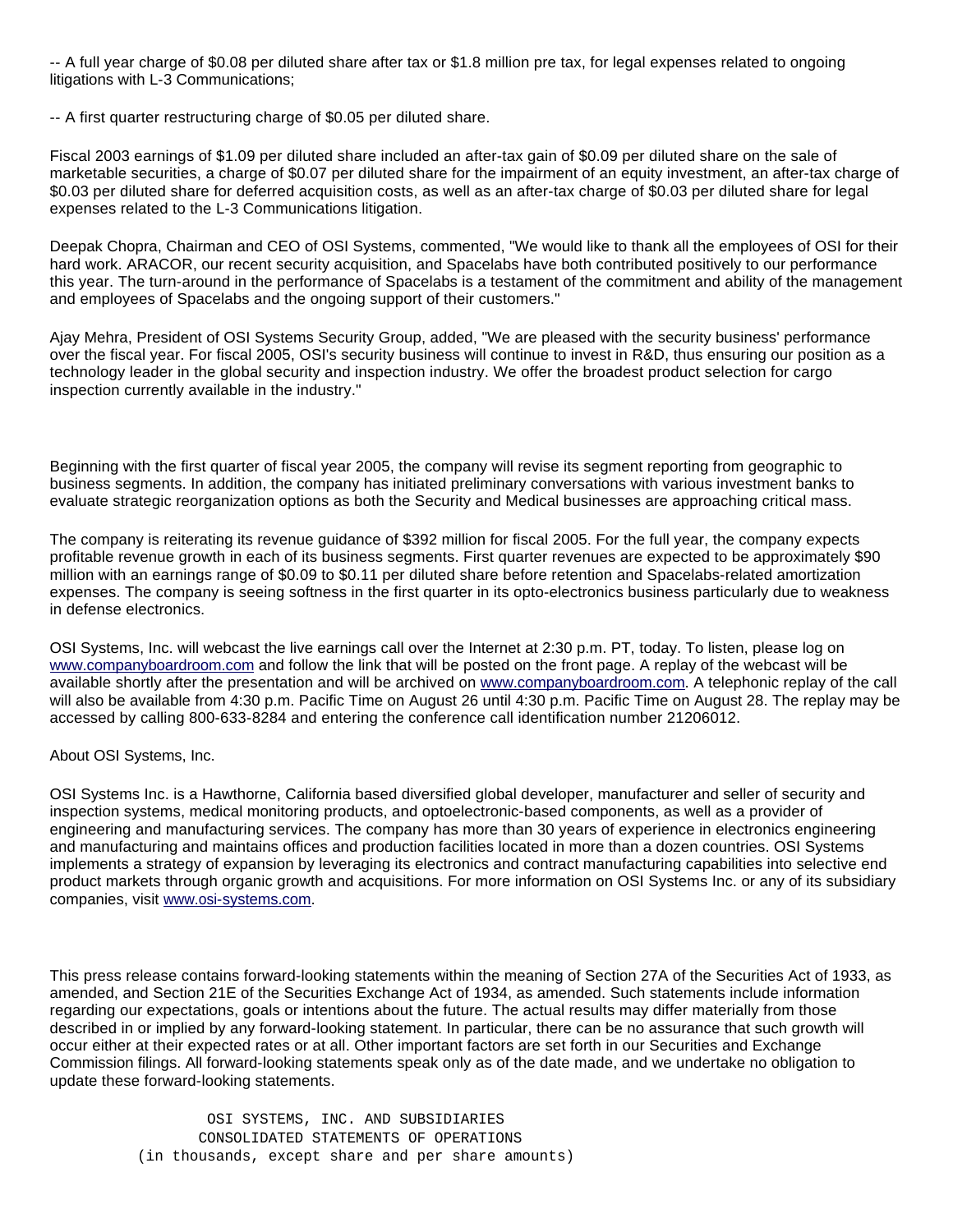-- A full year charge of $0.08 per diluted share after tax or $1.8 million pre tax, for legal expenses related to ongoing litigations with L-3 Communications;

-- A first quarter restructuring charge of $0.05 per diluted share.

Fiscal 2003 earnings of $1.09 per diluted share included an after-tax gain of $0.09 per diluted share on the sale of marketable securities, a charge of $0.07 per diluted share for the impairment of an equity investment, an after-tax charge of $0.03 per diluted share for deferred acquisition costs, as well as an after-tax charge of $0.03 per diluted share for legal expenses related to the L-3 Communications litigation.

Deepak Chopra, Chairman and CEO of OSI Systems, commented, "We would like to thank all the employees of OSI for their hard work. ARACOR, our recent security acquisition, and Spacelabs have both contributed positively to our performance this year. The turn-around in the performance of Spacelabs is a testament of the commitment and ability of the management and employees of Spacelabs and the ongoing support of their customers."

Ajay Mehra, President of OSI Systems Security Group, added, "We are pleased with the security business' performance over the fiscal year. For fiscal 2005, OSI's security business will continue to invest in R&D, thus ensuring our position as a technology leader in the global security and inspection industry. We offer the broadest product selection for cargo inspection currently available in the industry."

Beginning with the first quarter of fiscal year 2005, the company will revise its segment reporting from geographic to business segments. In addition, the company has initiated preliminary conversations with various investment banks to evaluate strategic reorganization options as both the Security and Medical businesses are approaching critical mass.

The company is reiterating its revenue guidance of $392 million for fiscal 2005. For the full year, the company expects profitable revenue growth in each of its business segments. First quarter revenues are expected to be approximately $90 million with an earnings range of $0.09 to $0.11 per diluted share before retention and Spacelabs-related amortization expenses. The company is seeing softness in the first quarter in its opto-electronics business particularly due to weakness in defense electronics.

OSI Systems, Inc. will webcast the live earnings call over the Internet at 2:30 p.m. PT, today. To listen, please log on www.companyboardroom.com and follow the link that will be posted on the front page. A replay of the webcast will be available shortly after the presentation and will be archived on www.companyboardroom.com. A telephonic replay of the call will also be available from 4:30 p.m. Pacific Time on August 26 until 4:30 p.m. Pacific Time on August 28. The replay may be accessed by calling 800-633-8284 and entering the conference call identification number 21206012.

About OSI Systems, Inc.

OSI Systems Inc. is a Hawthorne, California based diversified global developer, manufacturer and seller of security and inspection systems, medical monitoring products, and optoelectronic-based components, as well as a provider of engineering and manufacturing services. The company has more than 30 years of experience in electronics engineering and manufacturing and maintains offices and production facilities located in more than a dozen countries. OSI Systems implements a strategy of expansion by leveraging its electronics and contract manufacturing capabilities into selective end product markets through organic growth and acquisitions. For more information on OSI Systems Inc. or any of its subsidiary companies, visit www.osi-systems.com.

This press release contains forward-looking statements within the meaning of Section 27A of the Securities Act of 1933, as amended, and Section 21E of the Securities Exchange Act of 1934, as amended. Such statements include information regarding our expectations, goals or intentions about the future. The actual results may differ materially from those described in or implied by any forward-looking statement. In particular, there can be no assurance that such growth will occur either at their expected rates or at all. Other important factors are set forth in our Securities and Exchange Commission filings. All forward-looking statements speak only as of the date made, and we undertake no obligation to update these forward-looking statements.

OSI SYSTEMS, INC. AND SUBSIDIARIES
CONSOLIDATED STATEMENTS OF OPERATIONS
(in thousands, except share and per share amounts)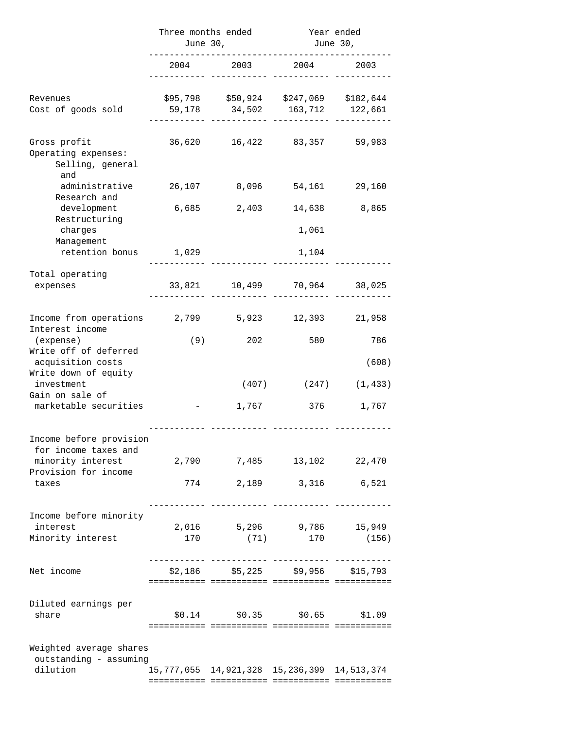| | Three months ended June 30, | | Year ended June 30, | |
|---|---|---|---|---|
| | 2004 | 2003 | 2004 | 2003 |
| Revenues | $95,798 | $50,924 | $247,069 | $182,644 |
| Cost of goods sold | 59,178 | 34,502 | 163,712 | 122,661 |
| Gross profit | 36,620 | 16,422 | 83,357 | 59,983 |
| Operating expenses: | | | | |
| Selling, general and administrative | 26,107 | 8,096 | 54,161 | 29,160 |
| Research and development | 6,685 | 2,403 | 14,638 | 8,865 |
| Restructuring charges | | | 1,061 | |
| Management retention bonus | 1,029 | | 1,104 | |
| Total operating expenses | 33,821 | 10,499 | 70,964 | 38,025 |
| Income from operations | 2,799 | 5,923 | 12,393 | 21,958 |
| Interest income (expense) | (9) | 202 | 580 | 786 |
| Write off of deferred acquisition costs | | | | (608) |
| Write down of equity investment | | (407) | (247) | (1,433) |
| Gain on sale of marketable securities | - | 1,767 | 376 | 1,767 |
| Income before provision for income taxes and minority interest | 2,790 | 7,485 | 13,102 | 22,470 |
| Provision for income taxes | 774 | 2,189 | 3,316 | 6,521 |
| Income before minority interest | 2,016 | 5,296 | 9,786 | 15,949 |
| Minority interest | 170 | (71) | 170 | (156) |
| Net income | $2,186 | $5,225 | $9,956 | $15,793 |
| Diluted earnings per share | $0.14 | $0.35 | $0.65 | $1.09 |
| Weighted average shares outstanding - assuming dilution | 15,777,055 | 14,921,328 | 15,236,399 | 14,513,374 |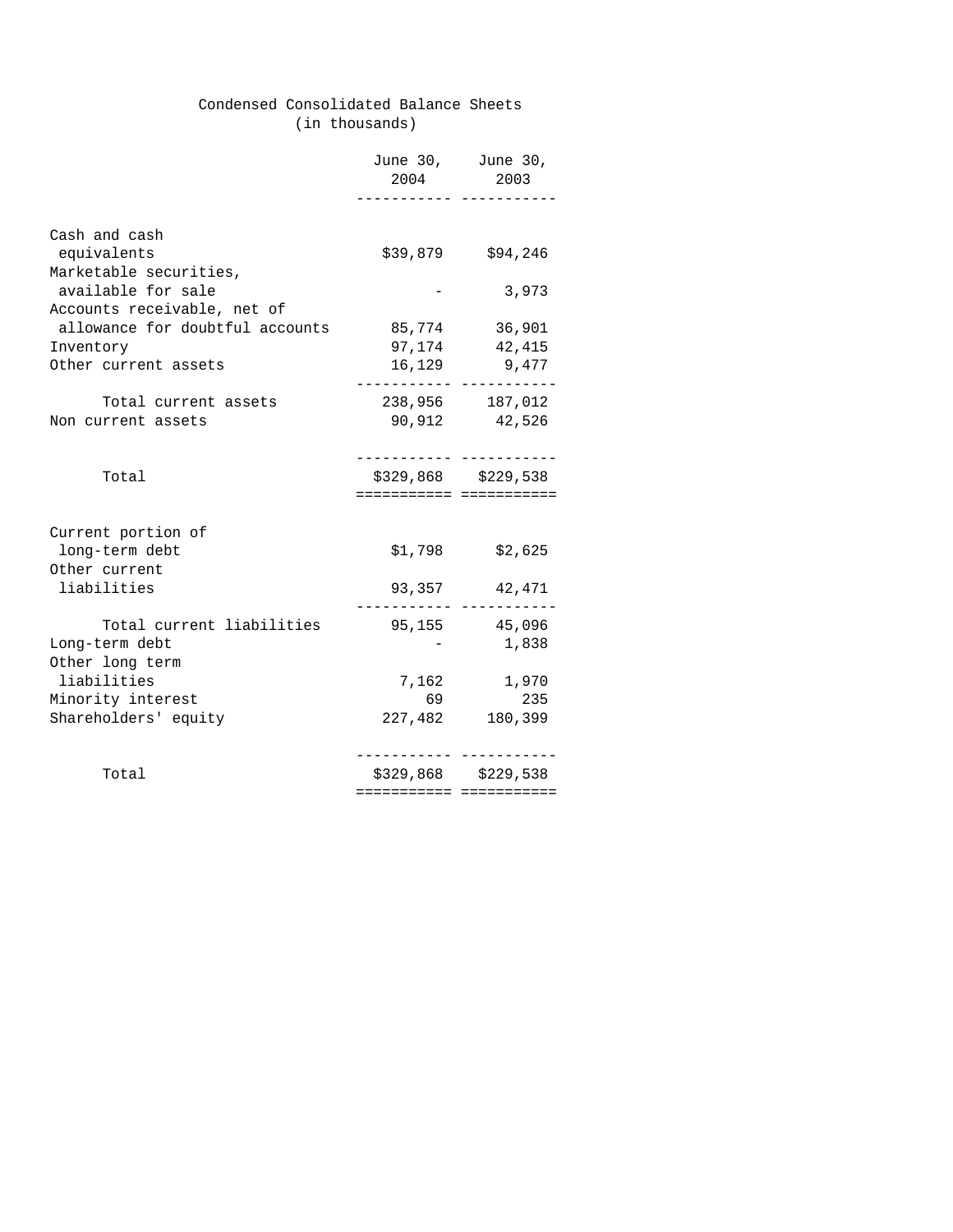Condensed Consolidated Balance Sheets
(in thousands)

| | June 30, 2004 | June 30, 2003 |
|---|---|---|
| Cash and cash equivalents | $39,879 | $94,246 |
| Marketable securities, available for sale | - | 3,973 |
| Accounts receivable, net of allowance for doubtful accounts | 85,774 | 36,901 |
| Inventory | 97,174 | 42,415 |
| Other current assets | 16,129 | 9,477 |
| Total current assets | 238,956 | 187,012 |
| Non current assets | 90,912 | 42,526 |
| Total | $329,868 | $229,538 |
| Current portion of long-term debt | $1,798 | $2,625 |
| Other current liabilities | 93,357 | 42,471 |
| Total current liabilities | 95,155 | 45,096 |
| Long-term debt | - | 1,838 |
| Other long term liabilities | 7,162 | 1,970 |
| Minority interest | 69 | 235 |
| Shareholders' equity | 227,482 | 180,399 |
| Total | $329,868 | $229,538 |